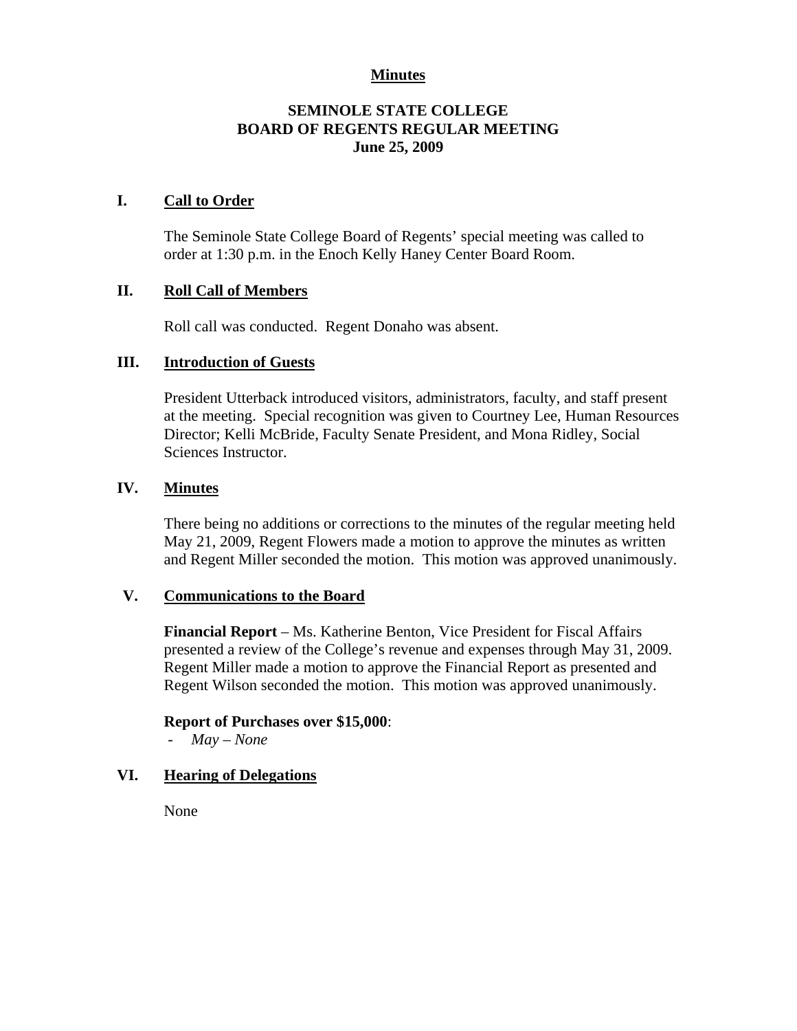**Minutes**

# SEMINOLE STATE COLLEGE
# BOARD OF REGENTS REGULAR MEETING
# June 25, 2009

## I. Call to Order

The Seminole State College Board of Regents' special meeting was called to order at 1:30 p.m. in the Enoch Kelly Haney Center Board Room.

## II. Roll Call of Members

Roll call was conducted. Regent Donaho was absent.

## III. Introduction of Guests

President Utterback introduced visitors, administrators, faculty, and staff present at the meeting. Special recognition was given to Courtney Lee, Human Resources Director; Kelli McBride, Faculty Senate President, and Mona Ridley, Social Sciences Instructor.

## IV. Minutes

There being no additions or corrections to the minutes of the regular meeting held May 21, 2009, Regent Flowers made a motion to approve the minutes as written and Regent Miller seconded the motion. This motion was approved unanimously.

## V. Communications to the Board

**Financial Report** – Ms. Katherine Benton, Vice President for Fiscal Affairs presented a review of the College's revenue and expenses through May 31, 2009. Regent Miller made a motion to approve the Financial Report as presented and Regent Wilson seconded the motion. This motion was approved unanimously.

**Report of Purchases over $15,000**:

- *May – None*

## VI. Hearing of Delegations

None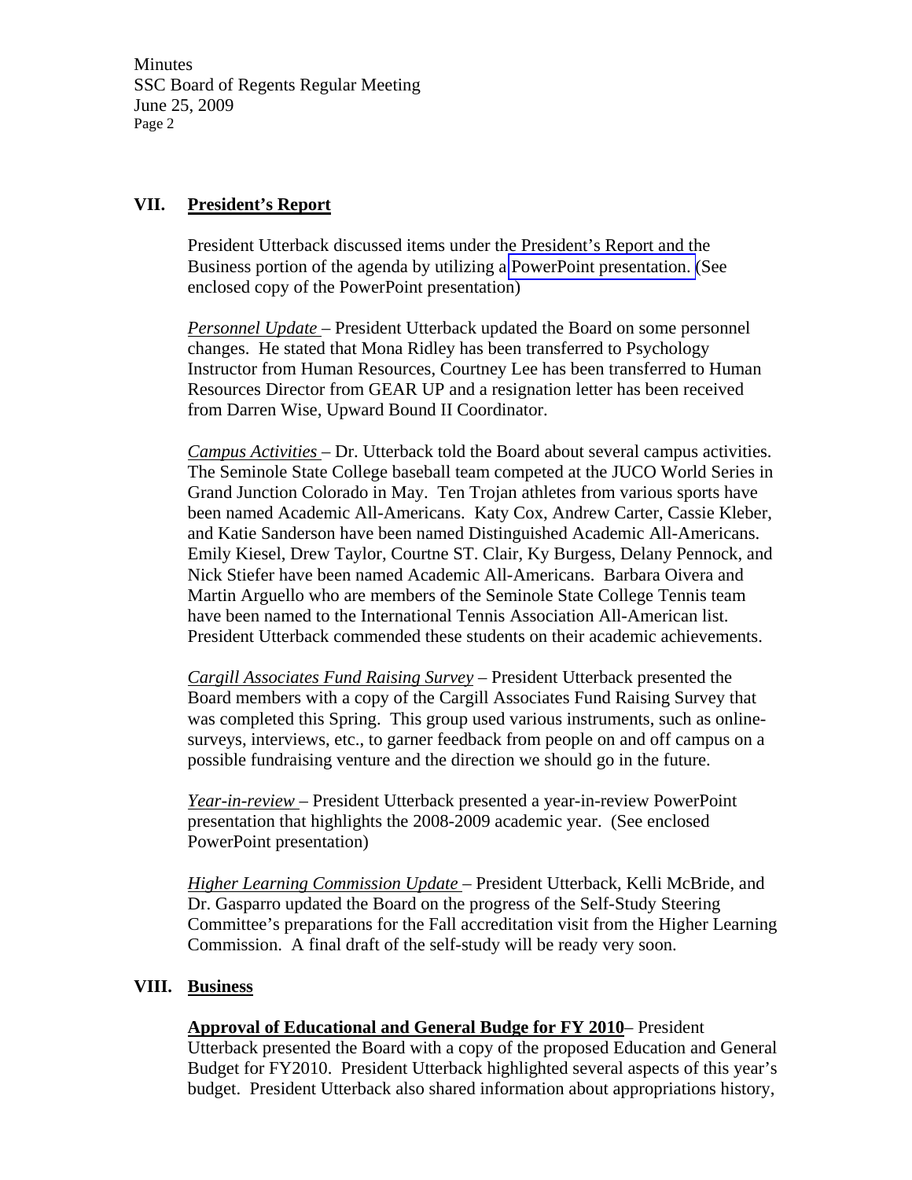## VII. President's Report

President Utterback discussed items under the President's Report and the Business portion of the agenda by utilizing a PowerPoint presentation. (See enclosed copy of the PowerPoint presentation)

*Personnel Update* – President Utterback updated the Board on some personnel changes. He stated that Mona Ridley has been transferred to Psychology Instructor from Human Resources, Courtney Lee has been transferred to Human Resources Director from GEAR UP and a resignation letter has been received from Darren Wise, Upward Bound II Coordinator.

*Campus Activities* – Dr. Utterback told the Board about several campus activities. The Seminole State College baseball team competed at the JUCO World Series in Grand Junction Colorado in May. Ten Trojan athletes from various sports have been named Academic All-Americans. Katy Cox, Andrew Carter, Cassie Kleber, and Katie Sanderson have been named Distinguished Academic All-Americans. Emily Kiesel, Drew Taylor, Courtne ST. Clair, Ky Burgess, Delany Pennock, and Nick Stiefer have been named Academic All-Americans. Barbara Oivera and Martin Arguello who are members of the Seminole State College Tennis team have been named to the International Tennis Association All-American list. President Utterback commended these students on their academic achievements.

*Cargill Associates Fund Raising Survey* – President Utterback presented the Board members with a copy of the Cargill Associates Fund Raising Survey that was completed this Spring. This group used various instruments, such as online-surveys, interviews, etc., to garner feedback from people on and off campus on a possible fundraising venture and the direction we should go in the future.

*Year-in-review* – President Utterback presented a year-in-review PowerPoint presentation that highlights the 2008-2009 academic year. (See enclosed PowerPoint presentation)

*Higher Learning Commission Update* – President Utterback, Kelli McBride, and Dr. Gasparro updated the Board on the progress of the Self-Study Steering Committee's preparations for the Fall accreditation visit from the Higher Learning Commission. A final draft of the self-study will be ready very soon.

## VIII. Business

**Approval of Educational and General Budge for FY 2010**– President Utterback presented the Board with a copy of the proposed Education and General Budget for FY2010. President Utterback highlighted several aspects of this year's budget. President Utterback also shared information about appropriations history,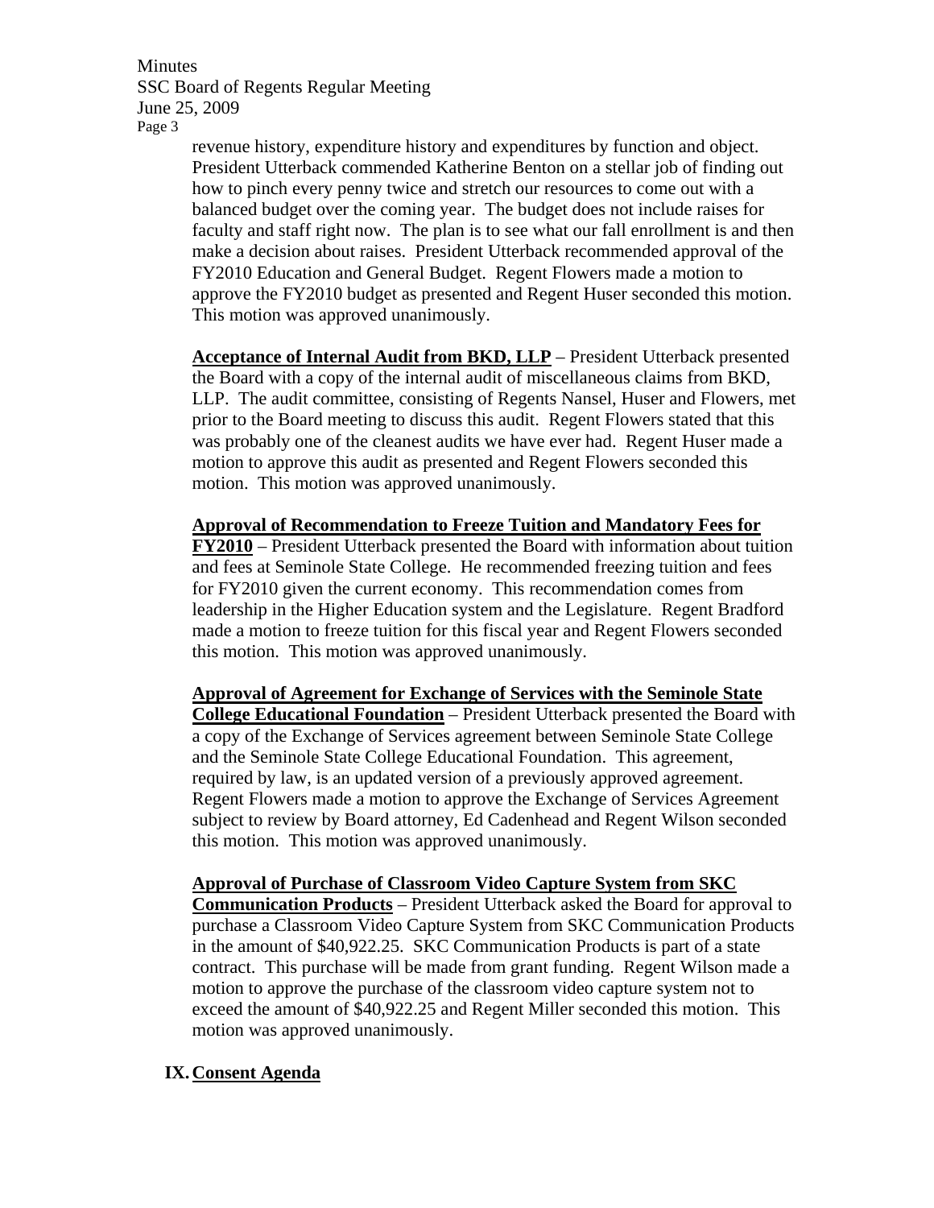revenue history, expenditure history and expenditures by function and object. President Utterback commended Katherine Benton on a stellar job of finding out how to pinch every penny twice and stretch our resources to come out with a balanced budget over the coming year. The budget does not include raises for faculty and staff right now. The plan is to see what our fall enrollment is and then make a decision about raises. President Utterback recommended approval of the FY2010 Education and General Budget. Regent Flowers made a motion to approve the FY2010 budget as presented and Regent Huser seconded this motion. This motion was approved unanimously.

**Acceptance of Internal Audit from BKD, LLP** – President Utterback presented the Board with a copy of the internal audit of miscellaneous claims from BKD, LLP. The audit committee, consisting of Regents Nansel, Huser and Flowers, met prior to the Board meeting to discuss this audit. Regent Flowers stated that this was probably one of the cleanest audits we have ever had. Regent Huser made a motion to approve this audit as presented and Regent Flowers seconded this motion. This motion was approved unanimously.

**Approval of Recommendation to Freeze Tuition and Mandatory Fees for FY2010** – President Utterback presented the Board with information about tuition and fees at Seminole State College. He recommended freezing tuition and fees for FY2010 given the current economy. This recommendation comes from leadership in the Higher Education system and the Legislature. Regent Bradford made a motion to freeze tuition for this fiscal year and Regent Flowers seconded this motion. This motion was approved unanimously.

**Approval of Agreement for Exchange of Services with the Seminole State College Educational Foundation** – President Utterback presented the Board with a copy of the Exchange of Services agreement between Seminole State College and the Seminole State College Educational Foundation. This agreement, required by law, is an updated version of a previously approved agreement. Regent Flowers made a motion to approve the Exchange of Services Agreement subject to review by Board attorney, Ed Cadenhead and Regent Wilson seconded this motion. This motion was approved unanimously.

**Approval of Purchase of Classroom Video Capture System from SKC Communication Products** – President Utterback asked the Board for approval to purchase a Classroom Video Capture System from SKC Communication Products in the amount of $40,922.25. SKC Communication Products is part of a state contract. This purchase will be made from grant funding. Regent Wilson made a motion to approve the purchase of the classroom video capture system not to exceed the amount of $40,922.25 and Regent Miller seconded this motion. This motion was approved unanimously.

## IX. Consent Agenda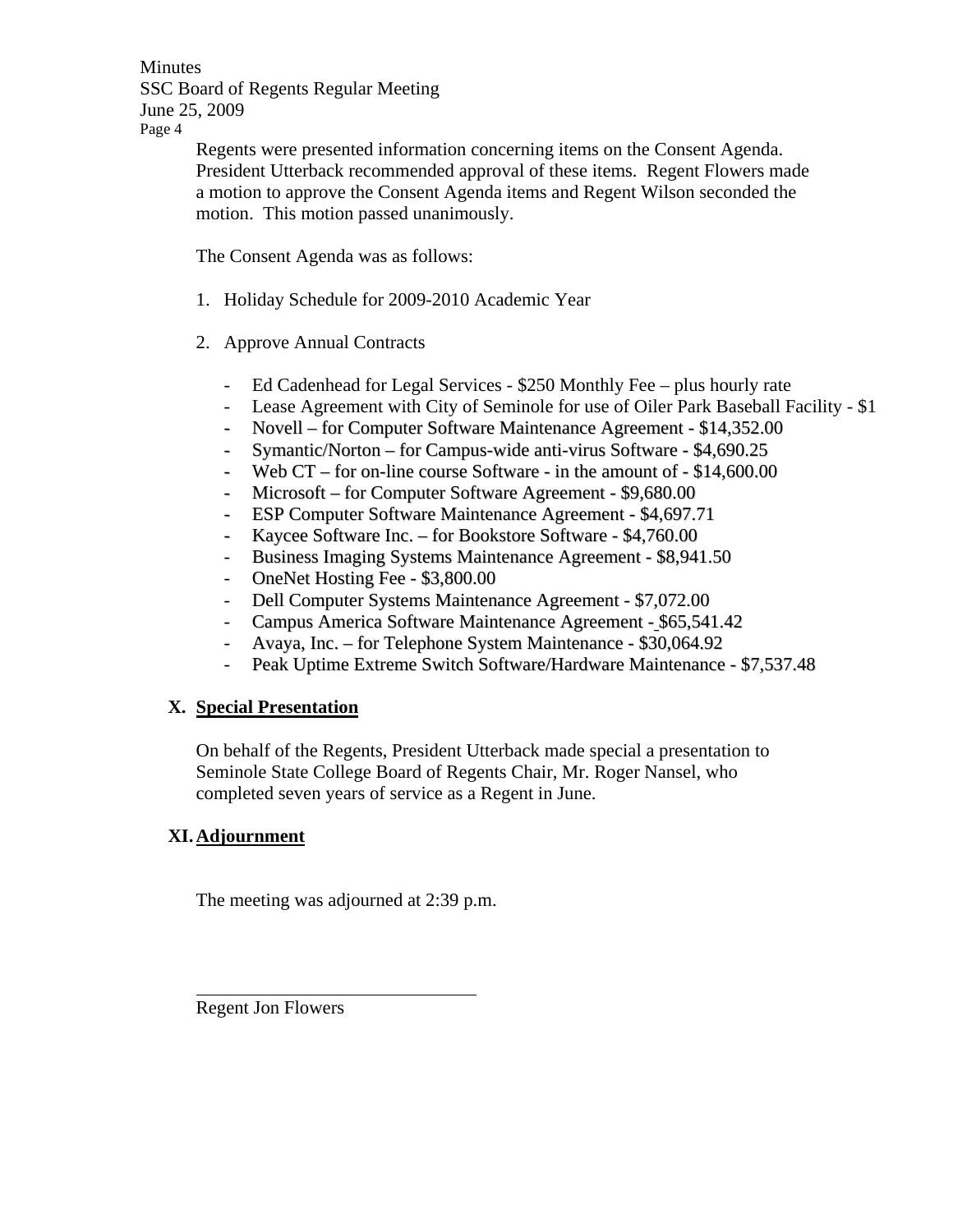Regents were presented information concerning items on the Consent Agenda. President Utterback recommended approval of these items. Regent Flowers made a motion to approve the Consent Agenda items and Regent Wilson seconded the motion. This motion passed unanimously.

The Consent Agenda was as follows:

1. Holiday Schedule for 2009-2010 Academic Year

2. Approve Annual Contracts

   - Ed Cadenhead for Legal Services - $250 Monthly Fee – plus hourly rate
   - Lease Agreement with City of Seminole for use of Oiler Park Baseball Facility - $1
   - Novell – for Computer Software Maintenance Agreement - $14,352.00
   - Symantic/Norton – for Campus-wide anti-virus Software - $4,690.25
   - Web CT – for on-line course Software - in the amount of - $14,600.00
   - Microsoft – for Computer Software Agreement - $9,680.00
   - ESP Computer Software Maintenance Agreement - $4,697.71
   - Kaycee Software Inc. – for Bookstore Software - $4,760.00
   - Business Imaging Systems Maintenance Agreement - $8,941.50
   - OneNet Hosting Fee - $3,800.00
   - Dell Computer Systems Maintenance Agreement - $7,072.00
   - Campus America Software Maintenance Agreement - $65,541.42
   - Avaya, Inc. – for Telephone System Maintenance - $30,064.92
   - Peak Uptime Extreme Switch Software/Hardware Maintenance - $7,537.48

## X. Special Presentation

On behalf of the Regents, President Utterback made special a presentation to Seminole State College Board of Regents Chair, Mr. Roger Nansel, who completed seven years of service as a Regent in June.

## XI. Adjournment

The meeting was adjourned at 2:39 p.m.

\_\_\_\_\_\_\_\_\_\_\_\_\_\_\_\_\_\_\_\_\_\_\_\_\_\_\_\_\_\_

Regent Jon Flowers